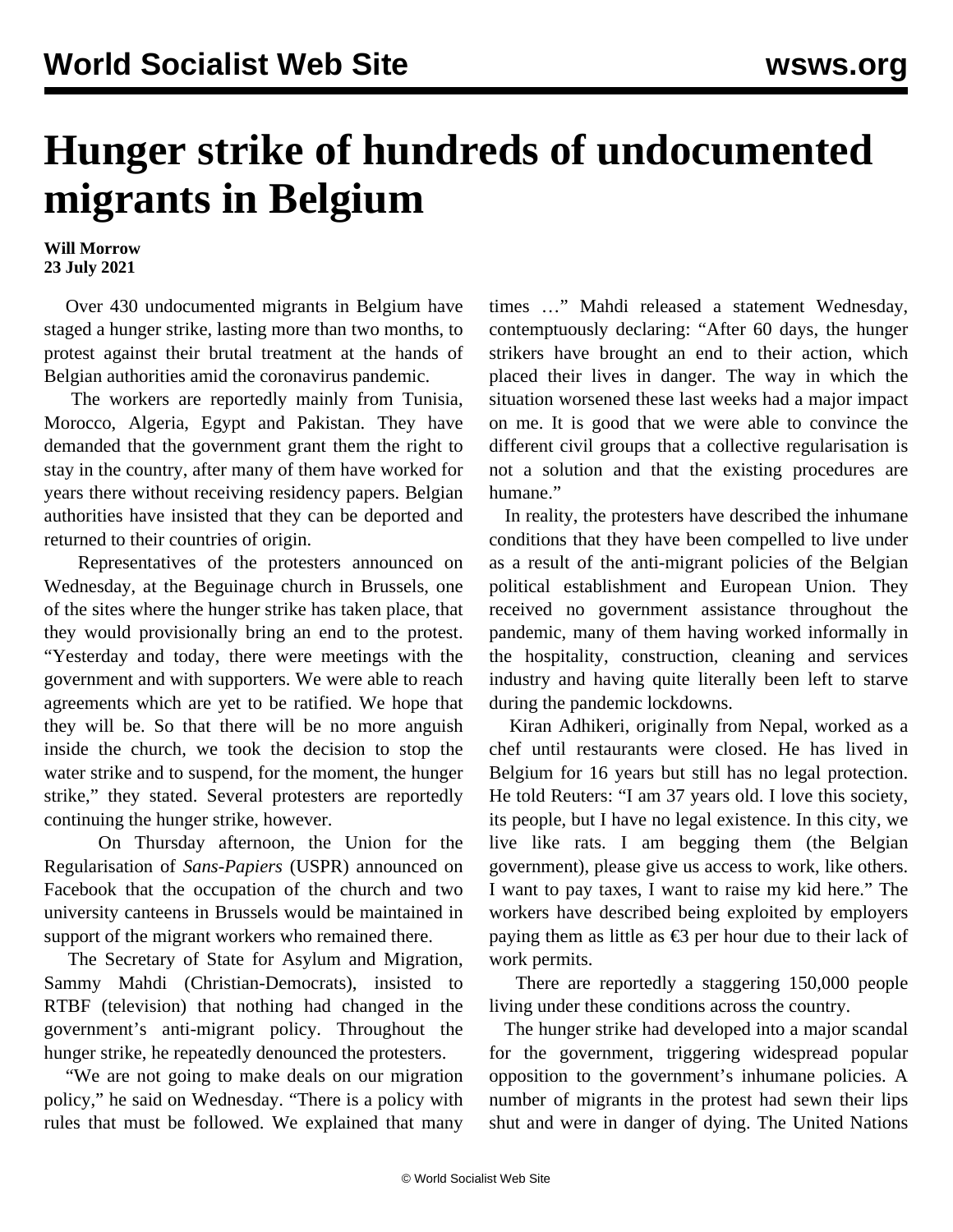# Hunger strike of hundreds of undocumented migrants in Belgium

**Will Morrow**
**23 July 2021**

Over 430 undocumented migrants in Belgium have staged a hunger strike, lasting more than two months, to protest against their brutal treatment at the hands of Belgian authorities amid the coronavirus pandemic.

The workers are reportedly mainly from Tunisia, Morocco, Algeria, Egypt and Pakistan. They have demanded that the government grant them the right to stay in the country, after many of them have worked for years there without receiving residency papers. Belgian authorities have insisted that they can be deported and returned to their countries of origin.

Representatives of the protesters announced on Wednesday, at the Beguinage church in Brussels, one of the sites where the hunger strike has taken place, that they would provisionally bring an end to the protest. "Yesterday and today, there were meetings with the government and with supporters. We were able to reach agreements which are yet to be ratified. We hope that they will be. So that there will be no more anguish inside the church, we took the decision to stop the water strike and to suspend, for the moment, the hunger strike," they stated. Several protesters are reportedly continuing the hunger strike, however.

On Thursday afternoon, the Union for the Regularisation of *Sans-Papiers* (USPR) announced on Facebook that the occupation of the church and two university canteens in Brussels would be maintained in support of the migrant workers who remained there.

The Secretary of State for Asylum and Migration, Sammy Mahdi (Christian-Democrats), insisted to RTBF (television) that nothing had changed in the government's anti-migrant policy. Throughout the hunger strike, he repeatedly denounced the protesters.

"We are not going to make deals on our migration policy," he said on Wednesday. "There is a policy with rules that must be followed. We explained that many times …" Mahdi released a statement Wednesday, contemptuously declaring: "After 60 days, the hunger strikers have brought an end to their action, which placed their lives in danger. The way in which the situation worsened these last weeks had a major impact on me. It is good that we were able to convince the different civil groups that a collective regularisation is not a solution and that the existing procedures are humane."

In reality, the protesters have described the inhumane conditions that they have been compelled to live under as a result of the anti-migrant policies of the Belgian political establishment and European Union. They received no government assistance throughout the pandemic, many of them having worked informally in the hospitality, construction, cleaning and services industry and having quite literally been left to starve during the pandemic lockdowns.

Kiran Adhikeri, originally from Nepal, worked as a chef until restaurants were closed. He has lived in Belgium for 16 years but still has no legal protection. He told Reuters: "I am 37 years old. I love this society, its people, but I have no legal existence. In this city, we live like rats. I am begging them (the Belgian government), please give us access to work, like others. I want to pay taxes, I want to raise my kid here." The workers have described being exploited by employers paying them as little as €3 per hour due to their lack of work permits.

There are reportedly a staggering 150,000 people living under these conditions across the country.

The hunger strike had developed into a major scandal for the government, triggering widespread popular opposition to the government's inhumane policies. A number of migrants in the protest had sewn their lips shut and were in danger of dying. The United Nations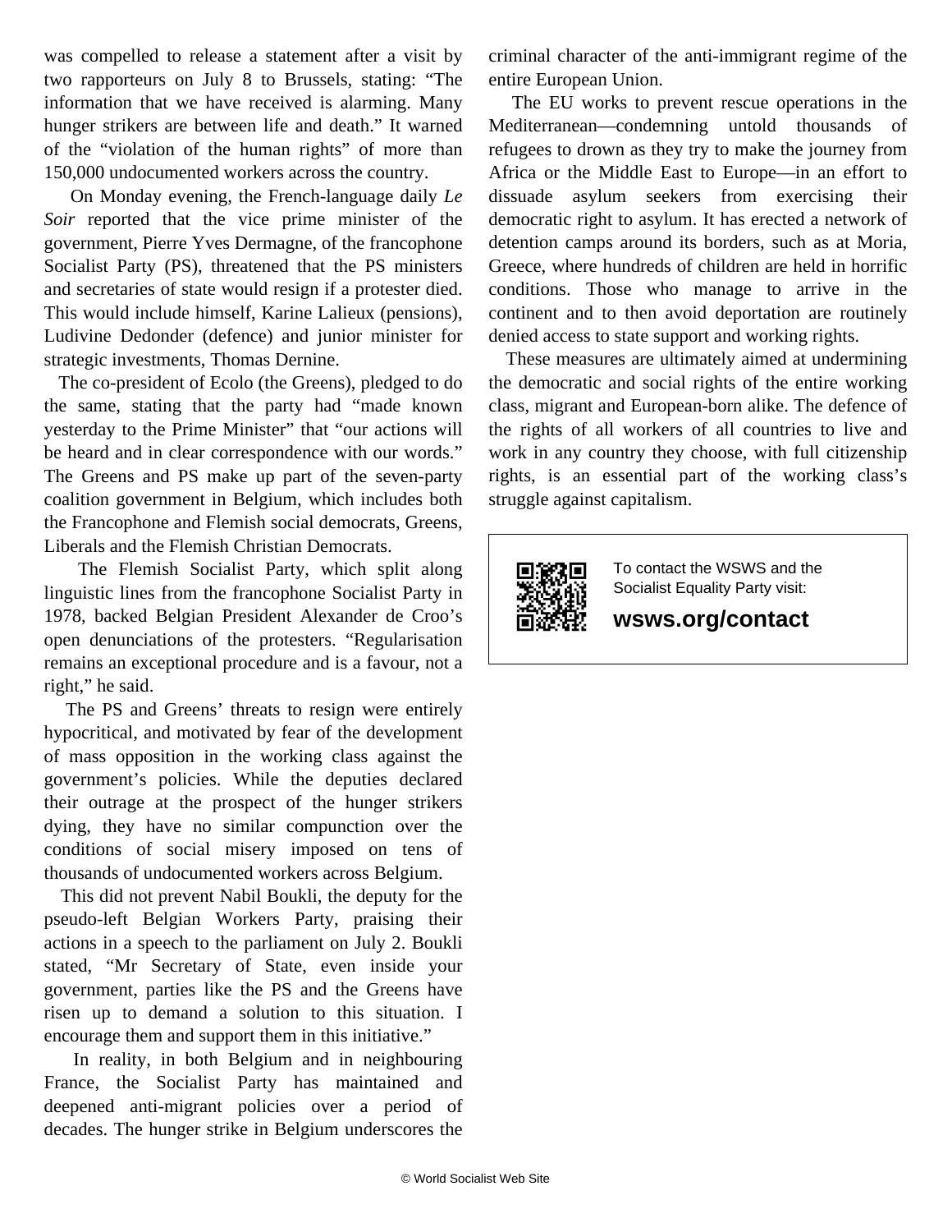was compelled to release a statement after a visit by two rapporteurs on July 8 to Brussels, stating: “The information that we have received is alarming. Many hunger strikers are between life and death.” It warned of the “violation of the human rights” of more than 150,000 undocumented workers across the country.

On Monday evening, the French-language daily *Le Soir* reported that the vice prime minister of the government, Pierre Yves Dermagne, of the francophone Socialist Party (PS), threatened that the PS ministers and secretaries of state would resign if a protester died. This would include himself, Karine Lalieux (pensions), Ludivine Dedonder (defence) and junior minister for strategic investments, Thomas Dernine.

The co-president of Ecolo (the Greens), pledged to do the same, stating that the party had “made known yesterday to the Prime Minister” that “our actions will be heard and in clear correspondence with our words.” The Greens and PS make up part of the seven-party coalition government in Belgium, which includes both the Francophone and Flemish social democrats, Greens, Liberals and the Flemish Christian Democrats.

The Flemish Socialist Party, which split along linguistic lines from the francophone Socialist Party in 1978, backed Belgian President Alexander de Croo’s open denunciations of the protesters. “Regularisation remains an exceptional procedure and is a favour, not a right,” he said.

The PS and Greens’ threats to resign were entirely hypocritical, and motivated by fear of the development of mass opposition in the working class against the government’s policies. While the deputies declared their outrage at the prospect of the hunger strikers dying, they have no similar compunction over the conditions of social misery imposed on tens of thousands of undocumented workers across Belgium.

This did not prevent Nabil Boukli, the deputy for the pseudo-left Belgian Workers Party, praising their actions in a speech to the parliament on July 2. Boukli stated, “Mr Secretary of State, even inside your government, parties like the PS and the Greens have risen up to demand a solution to this situation. I encourage them and support them in this initiative.”

In reality, in both Belgium and in neighbouring France, the Socialist Party has maintained and deepened anti-migrant policies over a period of decades. The hunger strike in Belgium underscores the criminal character of the anti-immigrant regime of the entire European Union.

The EU works to prevent rescue operations in the Mediterranean—condemning untold thousands of refugees to drown as they try to make the journey from Africa or the Middle East to Europe—in an effort to dissuade asylum seekers from exercising their democratic right to asylum. It has erected a network of detention camps around its borders, such as at Moria, Greece, where hundreds of children are held in horrific conditions. Those who manage to arrive in the continent and to then avoid deportation are routinely denied access to state support and working rights.

These measures are ultimately aimed at undermining the democratic and social rights of the entire working class, migrant and European-born alike. The defence of the rights of all workers of all countries to live and work in any country they choose, with full citizenship rights, is an essential part of the working class’s struggle against capitalism.

To contact the WSWS and the Socialist Equality Party visit:

**wsws.org/contact**